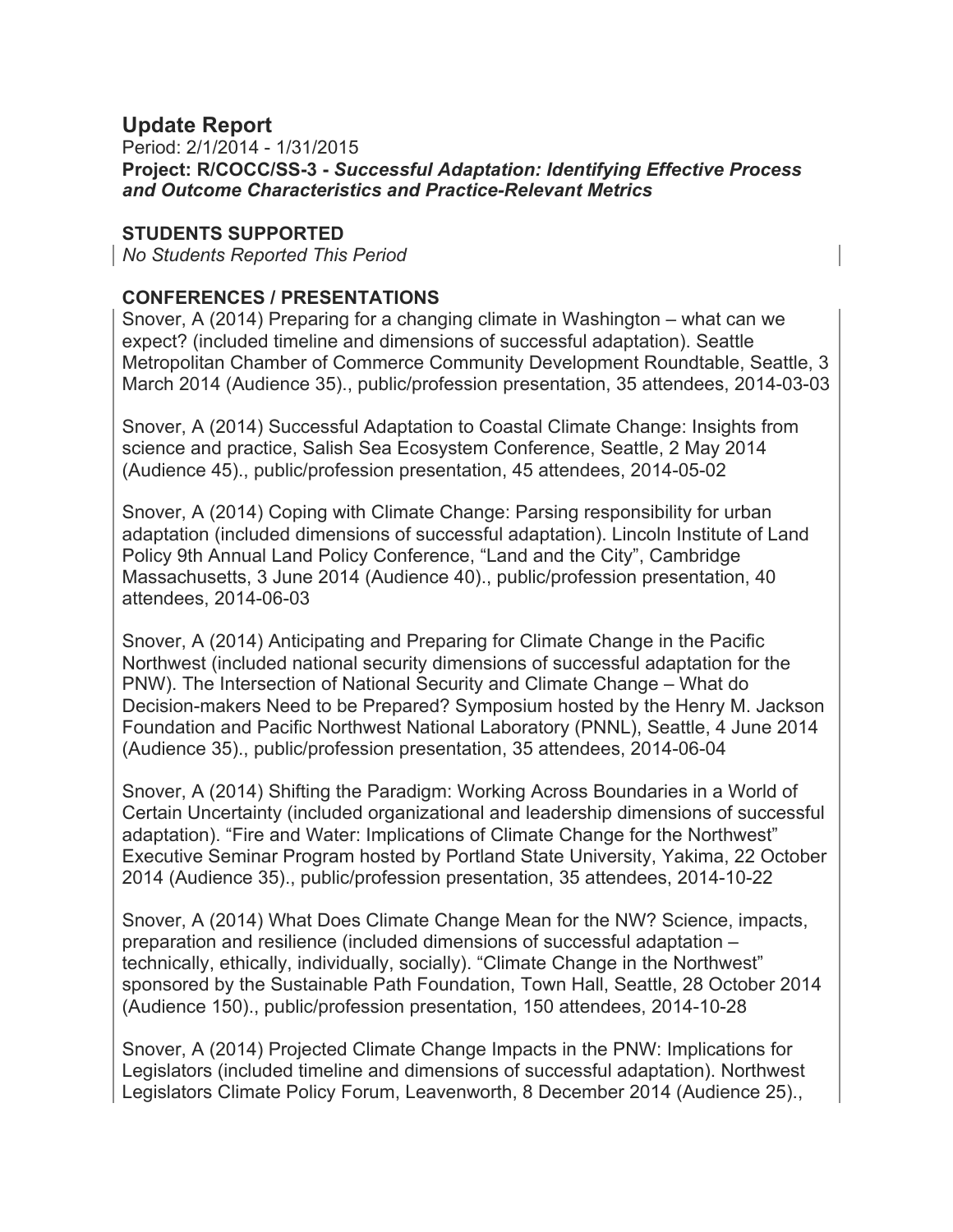## Update Report

Period: 2/1/2014 - 1/31/2015

**Project: R/COCC/SS-3 - *Successful Adaptation: Identifying Effective Process and Outcome Characteristics and Practice-Relevant Metrics***

### STUDENTS SUPPORTED

*No Students Reported This Period*

### CONFERENCES / PRESENTATIONS

Snover, A (2014) Preparing for a changing climate in Washington – what can we expect? (included timeline and dimensions of successful adaptation). Seattle Metropolitan Chamber of Commerce Community Development Roundtable, Seattle, 3 March 2014 (Audience 35)., public/profession presentation, 35 attendees, 2014-03-03

Snover, A (2014) Successful Adaptation to Coastal Climate Change: Insights from science and practice, Salish Sea Ecosystem Conference, Seattle, 2 May 2014 (Audience 45)., public/profession presentation, 45 attendees, 2014-05-02

Snover, A (2014) Coping with Climate Change: Parsing responsibility for urban adaptation (included dimensions of successful adaptation). Lincoln Institute of Land Policy 9th Annual Land Policy Conference, "Land and the City", Cambridge Massachusetts, 3 June 2014 (Audience 40)., public/profession presentation, 40 attendees, 2014-06-03

Snover, A (2014) Anticipating and Preparing for Climate Change in the Pacific Northwest (included national security dimensions of successful adaptation for the PNW). The Intersection of National Security and Climate Change – What do Decision-makers Need to be Prepared? Symposium hosted by the Henry M. Jackson Foundation and Pacific Northwest National Laboratory (PNNL), Seattle, 4 June 2014 (Audience 35)., public/profession presentation, 35 attendees, 2014-06-04

Snover, A (2014) Shifting the Paradigm: Working Across Boundaries in a World of Certain Uncertainty (included organizational and leadership dimensions of successful adaptation). "Fire and Water: Implications of Climate Change for the Northwest" Executive Seminar Program hosted by Portland State University, Yakima, 22 October 2014 (Audience 35)., public/profession presentation, 35 attendees, 2014-10-22

Snover, A (2014) What Does Climate Change Mean for the NW? Science, impacts, preparation and resilience (included dimensions of successful adaptation – technically, ethically, individually, socially). "Climate Change in the Northwest" sponsored by the Sustainable Path Foundation, Town Hall, Seattle, 28 October 2014 (Audience 150)., public/profession presentation, 150 attendees, 2014-10-28

Snover, A (2014) Projected Climate Change Impacts in the PNW: Implications for Legislators (included timeline and dimensions of successful adaptation). Northwest Legislators Climate Policy Forum, Leavenworth, 8 December 2014 (Audience 25).,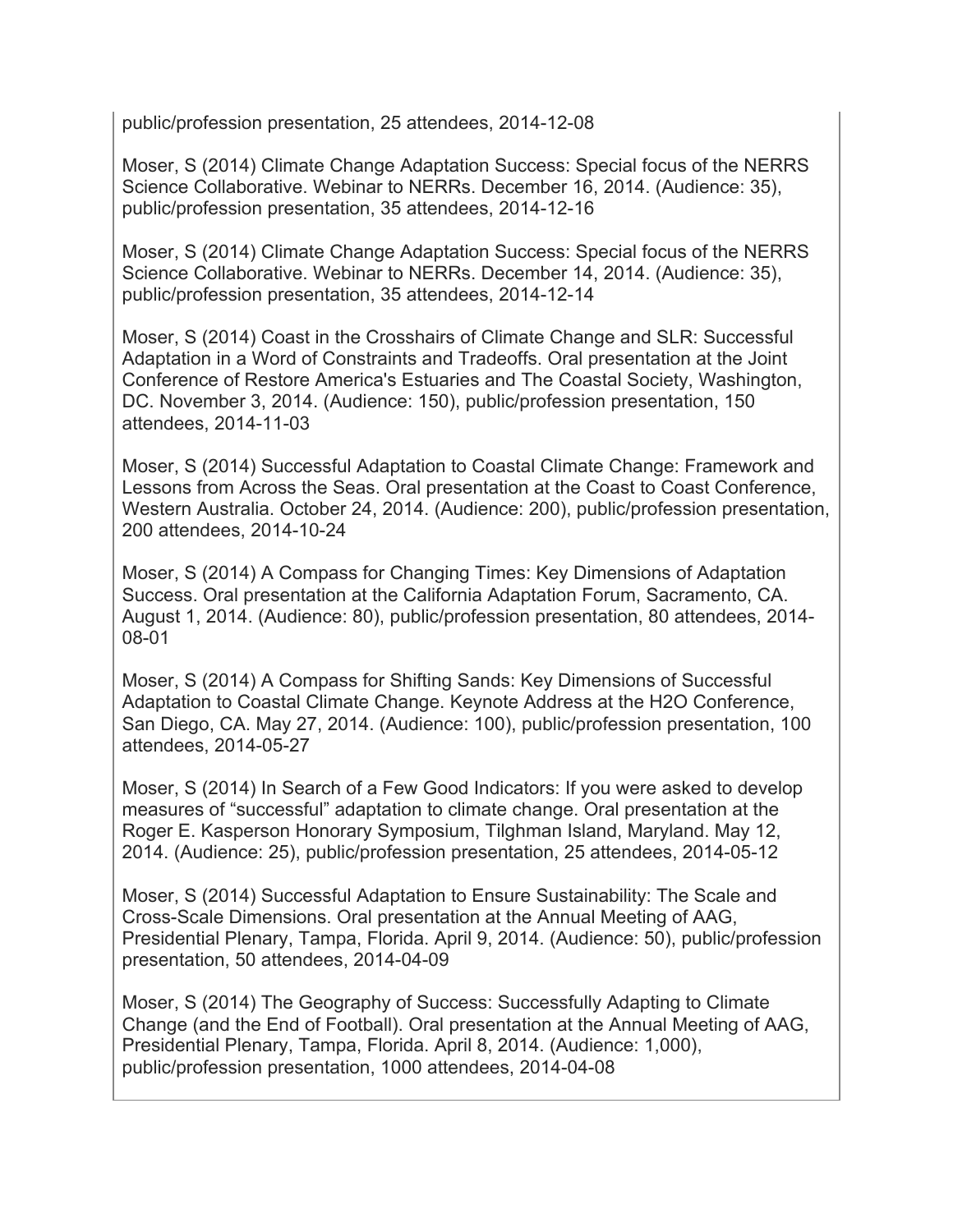public/profession presentation, 25 attendees, 2014-12-08

Moser, S (2014) Climate Change Adaptation Success: Special focus of the NERRS Science Collaborative. Webinar to NERRs. December 16, 2014. (Audience: 35), public/profession presentation, 35 attendees, 2014-12-16

Moser, S (2014) Climate Change Adaptation Success: Special focus of the NERRS Science Collaborative. Webinar to NERRs. December 14, 2014. (Audience: 35), public/profession presentation, 35 attendees, 2014-12-14

Moser, S (2014) Coast in the Crosshairs of Climate Change and SLR: Successful Adaptation in a Word of Constraints and Tradeoffs. Oral presentation at the Joint Conference of Restore America's Estuaries and The Coastal Society, Washington, DC. November 3, 2014. (Audience: 150), public/profession presentation, 150 attendees, 2014-11-03

Moser, S (2014) Successful Adaptation to Coastal Climate Change: Framework and Lessons from Across the Seas. Oral presentation at the Coast to Coast Conference, Western Australia. October 24, 2014. (Audience: 200), public/profession presentation, 200 attendees, 2014-10-24

Moser, S (2014) A Compass for Changing Times: Key Dimensions of Adaptation Success. Oral presentation at the California Adaptation Forum, Sacramento, CA. August 1, 2014. (Audience: 80), public/profession presentation, 80 attendees, 2014-08-01

Moser, S (2014) A Compass for Shifting Sands: Key Dimensions of Successful Adaptation to Coastal Climate Change. Keynote Address at the H2O Conference, San Diego, CA. May 27, 2014. (Audience: 100), public/profession presentation, 100 attendees, 2014-05-27

Moser, S (2014) In Search of a Few Good Indicators: If you were asked to develop measures of "successful" adaptation to climate change. Oral presentation at the Roger E. Kasperson Honorary Symposium, Tilghman Island, Maryland. May 12, 2014. (Audience: 25), public/profession presentation, 25 attendees, 2014-05-12

Moser, S (2014) Successful Adaptation to Ensure Sustainability: The Scale and Cross-Scale Dimensions. Oral presentation at the Annual Meeting of AAG, Presidential Plenary, Tampa, Florida. April 9, 2014. (Audience: 50), public/profession presentation, 50 attendees, 2014-04-09

Moser, S (2014) The Geography of Success: Successfully Adapting to Climate Change (and the End of Football). Oral presentation at the Annual Meeting of AAG, Presidential Plenary, Tampa, Florida. April 8, 2014. (Audience: 1,000), public/profession presentation, 1000 attendees, 2014-04-08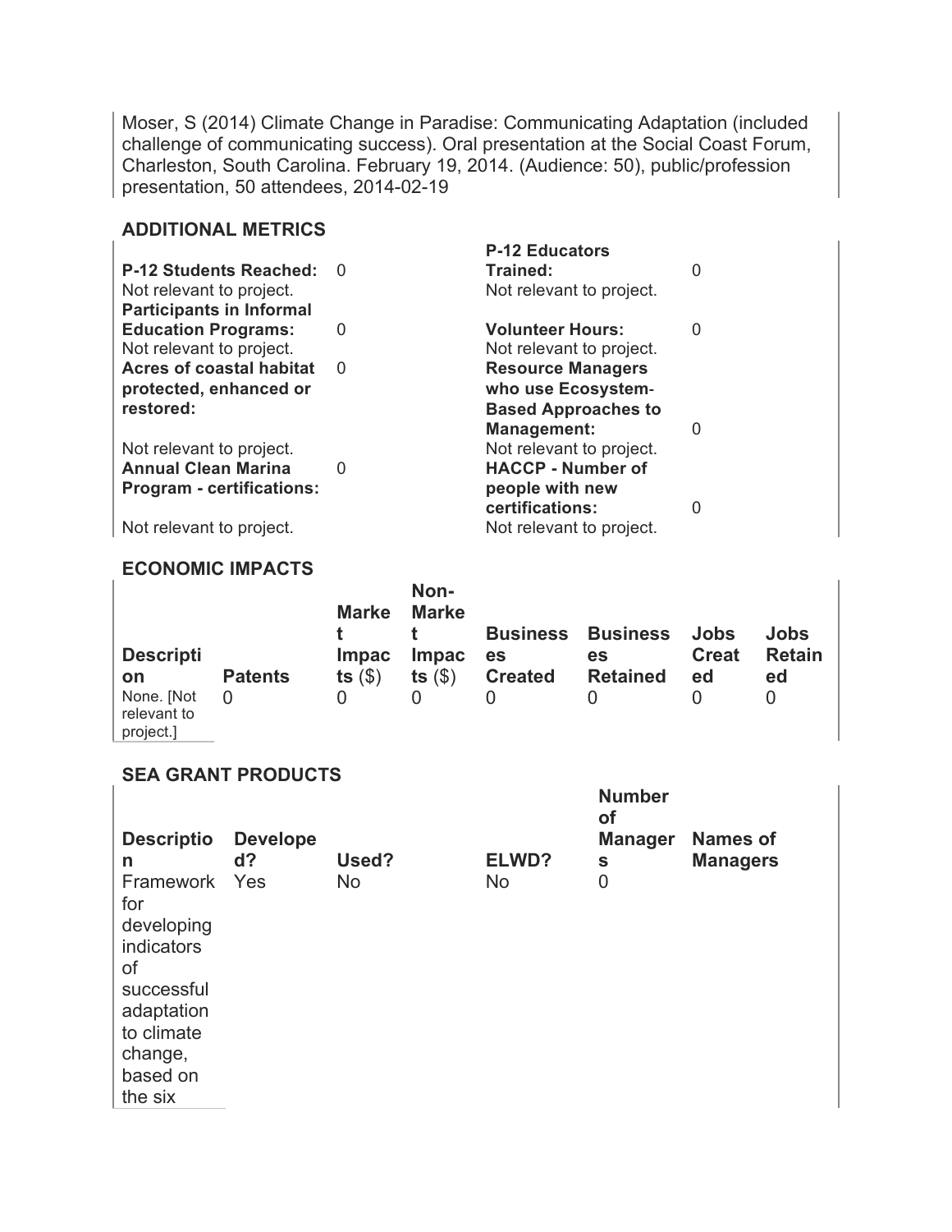Moser, S (2014) Climate Change in Paradise: Communicating Adaptation (included challenge of communicating success). Oral presentation at the Social Coast Forum, Charleston, South Carolina. February 19, 2014. (Audience: 50), public/profession presentation, 50 attendees, 2014-02-19

## ADDITIONAL METRICS

| | | | |
|---|---|---|---|
| **P-12 Students Reached:** Not relevant to project. | 0 | **P-12 Educators Trained:** Not relevant to project. | 0 |
| **Participants in Informal Education Programs:** Not relevant to project. | 0 | **Volunteer Hours:** Not relevant to project. | 0 |
| **Acres of coastal habitat protected, enhanced or restored:** Not relevant to project. | 0 | **Resource Managers who use Ecosystem-Based Approaches to Management:** Not relevant to project. | 0 |
| **Annual Clean Marina Program - certifications:** Not relevant to project. | 0 | **HACCP - Number of people with new certifications:** Not relevant to project. | 0 |

## ECONOMIC IMPACTS

| Description | Patents | Market Impacts ($) | Non-Market Impacts ($) | Businesses Created | Businesses Retained | Jobs Created | Jobs Retained |
|---|---|---|---|---|---|---|---|
| None. [Not relevant to project.] | 0 | 0 | 0 | 0 | 0 | 0 | 0 |

## SEA GRANT PRODUCTS

| Description | Developed? | Used? | ELWD? | Number of Managers | Names of Managers |
|---|---|---|---|---|---|
| Framework for developing indicators of successful adaptation to climate change, based on the six | Yes | No | No | 0 | |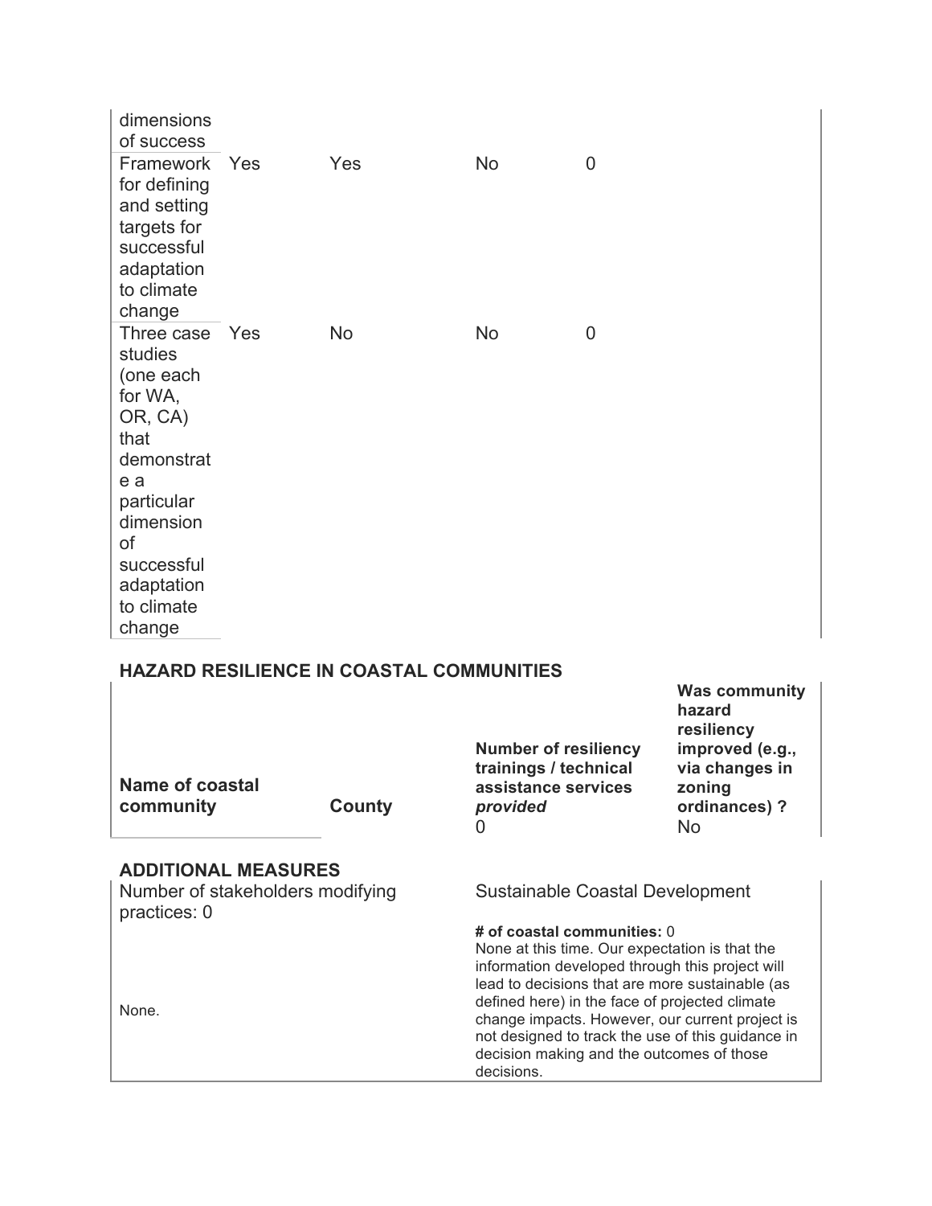| | | | | |
|---|---|---|---|---|
| dimensions of success | | | | |
| Framework for defining and setting targets for successful adaptation to climate change | Yes | Yes | No | 0 |
| Three case studies (one each for WA, OR, CA) that demonstrate a particular dimension of successful adaptation to climate change | Yes | No | No | 0 |

## HAZARD RESILIENCE IN COASTAL COMMUNITIES

| Name of coastal community | County | Number of resiliency trainings / technical assistance services *provided* | Was community hazard resiliency improved (e.g., via changes in zoning ordinances) ? |
|---|---|---|---|
| | | 0 | No |

## ADDITIONAL MEASURES

| | |
|---|---|
| Number of stakeholders modifying practices: 0 | Sustainable Coastal Development |
| None. | **# of coastal communities:** 0<br>None at this time. Our expectation is that the information developed through this project will lead to decisions that are more sustainable (as defined here) in the face of projected climate change impacts. However, our current project is not designed to track the use of this guidance in decision making and the outcomes of those decisions. |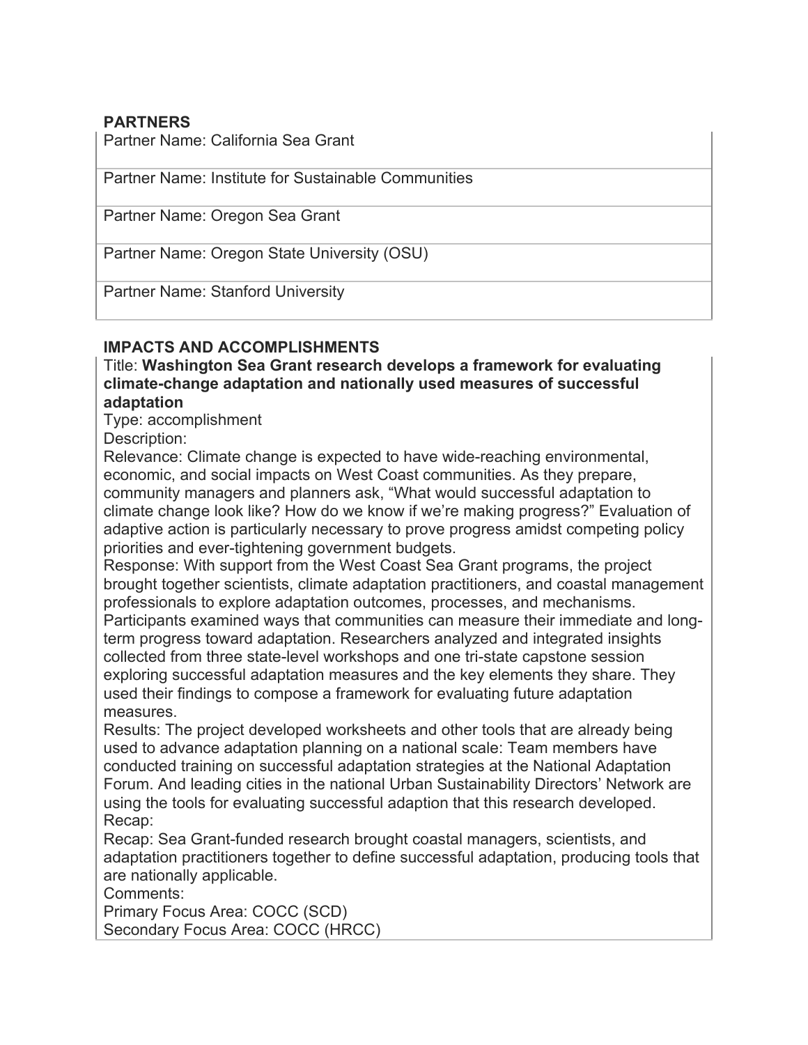## PARTNERS

Partner Name: California Sea Grant

Partner Name: Institute for Sustainable Communities

Partner Name: Oregon Sea Grant

Partner Name: Oregon State University (OSU)

Partner Name: Stanford University

## IMPACTS AND ACCOMPLISHMENTS

Title: **Washington Sea Grant research develops a framework for evaluating climate-change adaptation and nationally used measures of successful adaptation**

Type: accomplishment

Description:

Relevance: Climate change is expected to have wide-reaching environmental, economic, and social impacts on West Coast communities. As they prepare, community managers and planners ask, "What would successful adaptation to climate change look like? How do we know if we're making progress?" Evaluation of adaptive action is particularly necessary to prove progress amidst competing policy priorities and ever-tightening government budgets.

Response: With support from the West Coast Sea Grant programs, the project brought together scientists, climate adaptation practitioners, and coastal management professionals to explore adaptation outcomes, processes, and mechanisms. Participants examined ways that communities can measure their immediate and long-term progress toward adaptation. Researchers analyzed and integrated insights collected from three state-level workshops and one tri-state capstone session exploring successful adaptation measures and the key elements they share. They used their findings to compose a framework for evaluating future adaptation measures.

Results: The project developed worksheets and other tools that are already being used to advance adaptation planning on a national scale: Team members have conducted training on successful adaptation strategies at the National Adaptation Forum. And leading cities in the national Urban Sustainability Directors' Network are using the tools for evaluating successful adaption that this research developed.

Recap:

Recap: Sea Grant-funded research brought coastal managers, scientists, and adaptation practitioners together to define successful adaptation, producing tools that are nationally applicable.

Comments:

Primary Focus Area: COCC (SCD)

Secondary Focus Area: COCC (HRCC)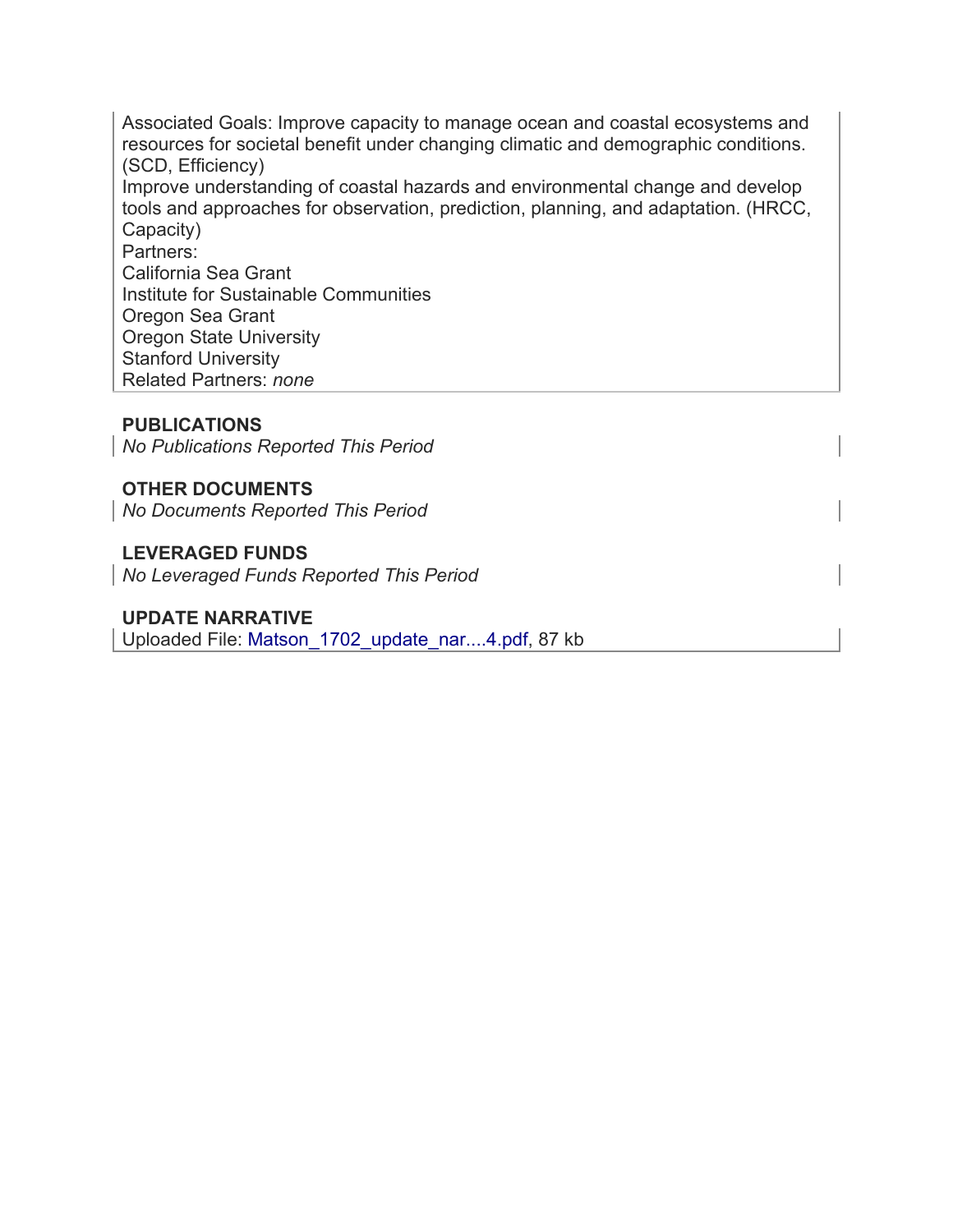Associated Goals: Improve capacity to manage ocean and coastal ecosystems and resources for societal benefit under changing climatic and demographic conditions. (SCD, Efficiency)
Improve understanding of coastal hazards and environmental change and develop tools and approaches for observation, prediction, planning, and adaptation. (HRCC, Capacity)
Partners:
California Sea Grant
Institute for Sustainable Communities
Oregon Sea Grant
Oregon State University
Stanford University
Related Partners: *none*

**PUBLICATIONS**

*No Publications Reported This Period*

**OTHER DOCUMENTS**

*No Documents Reported This Period*

**LEVERAGED FUNDS**

*No Leveraged Funds Reported This Period*

**UPDATE NARRATIVE**

Uploaded File: Matson_1702_update_nar....4.pdf, 87 kb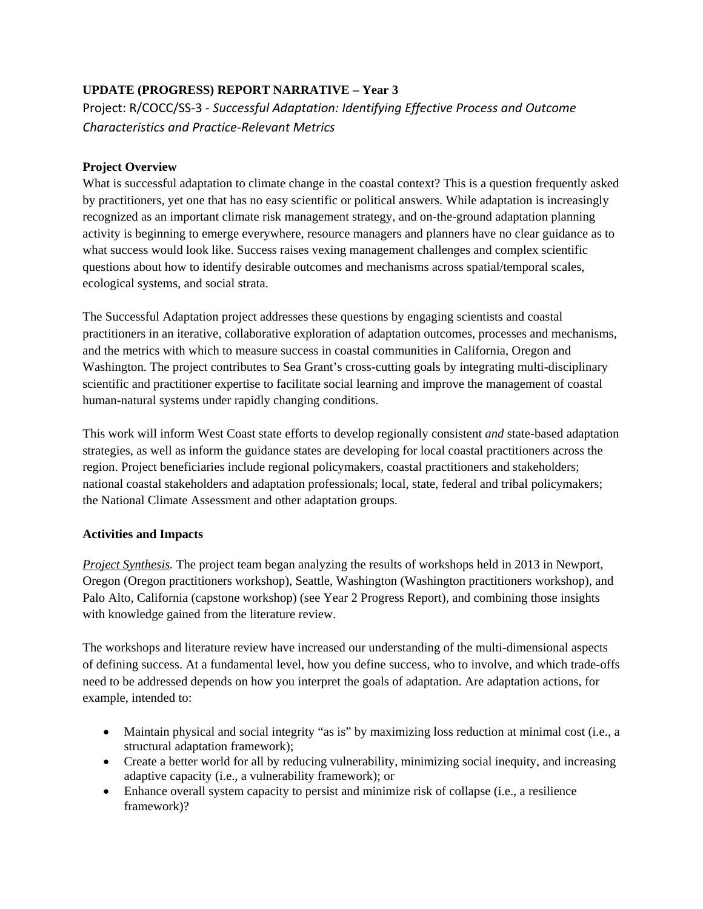**UPDATE (PROGRESS) REPORT NARRATIVE – Year 3**

Project: R/COCC/SS-3 - *Successful Adaptation: Identifying Effective Process and Outcome Characteristics and Practice-Relevant Metrics*

**Project Overview**

What is successful adaptation to climate change in the coastal context? This is a question frequently asked by practitioners, yet one that has no easy scientific or political answers. While adaptation is increasingly recognized as an important climate risk management strategy, and on-the-ground adaptation planning activity is beginning to emerge everywhere, resource managers and planners have no clear guidance as to what success would look like. Success raises vexing management challenges and complex scientific questions about how to identify desirable outcomes and mechanisms across spatial/temporal scales, ecological systems, and social strata.

The Successful Adaptation project addresses these questions by engaging scientists and coastal practitioners in an iterative, collaborative exploration of adaptation outcomes, processes and mechanisms, and the metrics with which to measure success in coastal communities in California, Oregon and Washington. The project contributes to Sea Grant's cross-cutting goals by integrating multi-disciplinary scientific and practitioner expertise to facilitate social learning and improve the management of coastal human-natural systems under rapidly changing conditions.

This work will inform West Coast state efforts to develop regionally consistent *and* state-based adaptation strategies, as well as inform the guidance states are developing for local coastal practitioners across the region. Project beneficiaries include regional policymakers, coastal practitioners and stakeholders; national coastal stakeholders and adaptation professionals; local, state, federal and tribal policymakers; the National Climate Assessment and other adaptation groups.

**Activities and Impacts**

*Project Synthesis.* The project team began analyzing the results of workshops held in 2013 in Newport, Oregon (Oregon practitioners workshop), Seattle, Washington (Washington practitioners workshop), and Palo Alto, California (capstone workshop) (see Year 2 Progress Report), and combining those insights with knowledge gained from the literature review.

The workshops and literature review have increased our understanding of the multi-dimensional aspects of defining success. At a fundamental level, how you define success, who to involve, and which trade-offs need to be addressed depends on how you interpret the goals of adaptation. Are adaptation actions, for example, intended to:

- Maintain physical and social integrity "as is" by maximizing loss reduction at minimal cost (i.e., a structural adaptation framework);
- Create a better world for all by reducing vulnerability, minimizing social inequity, and increasing adaptive capacity (i.e., a vulnerability framework); or
- Enhance overall system capacity to persist and minimize risk of collapse (i.e., a resilience framework)?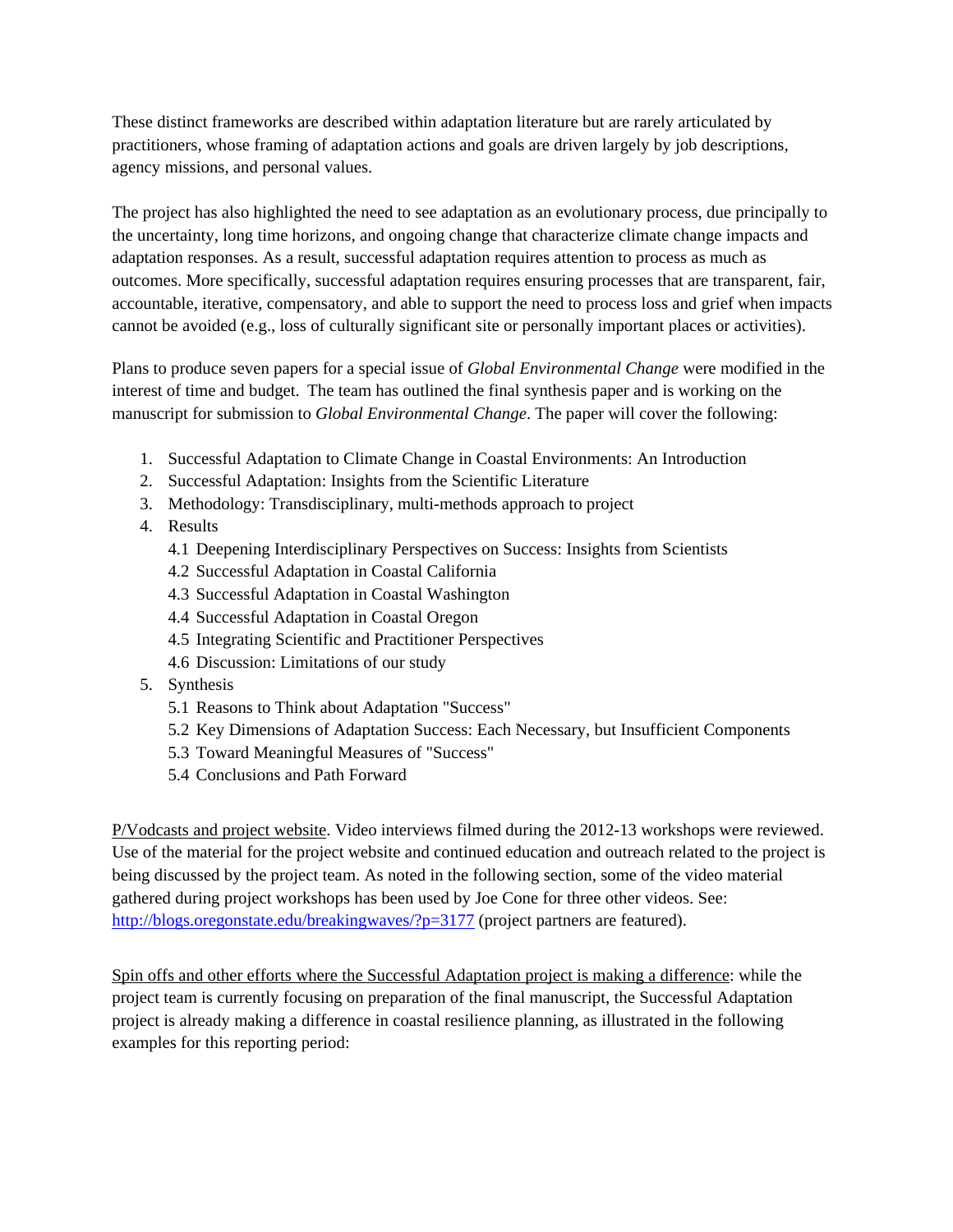These distinct frameworks are described within adaptation literature but are rarely articulated by practitioners, whose framing of adaptation actions and goals are driven largely by job descriptions, agency missions, and personal values.

The project has also highlighted the need to see adaptation as an evolutionary process, due principally to the uncertainty, long time horizons, and ongoing change that characterize climate change impacts and adaptation responses. As a result, successful adaptation requires attention to process as much as outcomes. More specifically, successful adaptation requires ensuring processes that are transparent, fair, accountable, iterative, compensatory, and able to support the need to process loss and grief when impacts cannot be avoided (e.g., loss of culturally significant site or personally important places or activities).

Plans to produce seven papers for a special issue of *Global Environmental Change* were modified in the interest of time and budget. The team has outlined the final synthesis paper and is working on the manuscript for submission to *Global Environmental Change*. The paper will cover the following:

1. Successful Adaptation to Climate Change in Coastal Environments: An Introduction
2. Successful Adaptation: Insights from the Scientific Literature
3. Methodology: Transdisciplinary, multi-methods approach to project
4. Results
   - 4.1 Deepening Interdisciplinary Perspectives on Success: Insights from Scientists
   - 4.2 Successful Adaptation in Coastal California
   - 4.3 Successful Adaptation in Coastal Washington
   - 4.4 Successful Adaptation in Coastal Oregon
   - 4.5 Integrating Scientific and Practitioner Perspectives
   - 4.6 Discussion: Limitations of our study
5. Synthesis
   - 5.1 Reasons to Think about Adaptation "Success"
   - 5.2 Key Dimensions of Adaptation Success: Each Necessary, but Insufficient Components
   - 5.3 Toward Meaningful Measures of "Success"
   - 5.4 Conclusions and Path Forward

P/Vodcasts and project website. Video interviews filmed during the 2012-13 workshops were reviewed. Use of the material for the project website and continued education and outreach related to the project is being discussed by the project team. As noted in the following section, some of the video material gathered during project workshops has been used by Joe Cone for three other videos. See: [http://blogs.oregonstate.edu/breakingwaves/?p=3177](http://blogs.oregonstate.edu/breakingwaves/?p=3177) (project partners are featured).

Spin offs and other efforts where the Successful Adaptation project is making a difference: while the project team is currently focusing on preparation of the final manuscript, the Successful Adaptation project is already making a difference in coastal resilience planning, as illustrated in the following examples for this reporting period: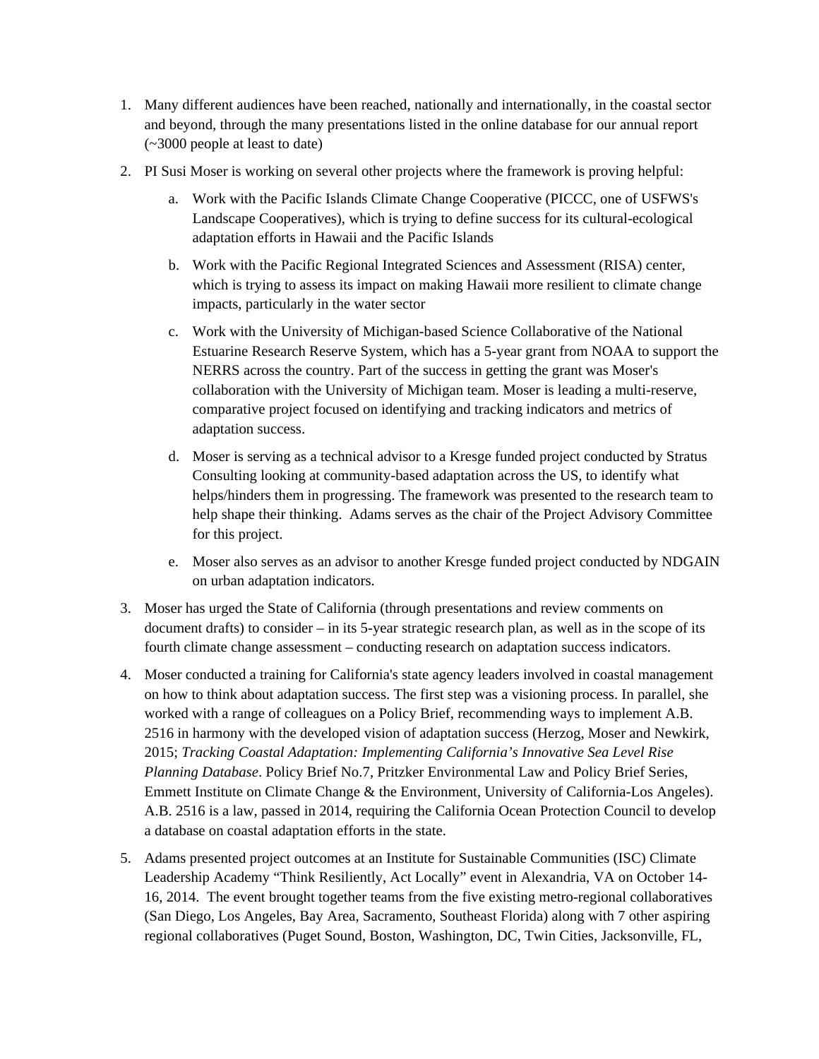1. Many different audiences have been reached, nationally and internationally, in the coastal sector and beyond, through the many presentations listed in the online database for our annual report (~3000 people at least to date)
2. PI Susi Moser is working on several other projects where the framework is proving helpful:
    a. Work with the Pacific Islands Climate Change Cooperative (PICCC, one of USFWS's Landscape Cooperatives), which is trying to define success for its cultural-ecological adaptation efforts in Hawaii and the Pacific Islands
    b. Work with the Pacific Regional Integrated Sciences and Assessment (RISA) center, which is trying to assess its impact on making Hawaii more resilient to climate change impacts, particularly in the water sector
    c. Work with the University of Michigan-based Science Collaborative of the National Estuarine Research Reserve System, which has a 5-year grant from NOAA to support the NERRS across the country. Part of the success in getting the grant was Moser's collaboration with the University of Michigan team. Moser is leading a multi-reserve, comparative project focused on identifying and tracking indicators and metrics of adaptation success.
    d. Moser is serving as a technical advisor to a Kresge funded project conducted by Stratus Consulting looking at community-based adaptation across the US, to identify what helps/hinders them in progressing. The framework was presented to the research team to help shape their thinking. Adams serves as the chair of the Project Advisory Committee for this project.
    e. Moser also serves as an advisor to another Kresge funded project conducted by NDGAIN on urban adaptation indicators.
3. Moser has urged the State of California (through presentations and review comments on document drafts) to consider – in its 5-year strategic research plan, as well as in the scope of its fourth climate change assessment – conducting research on adaptation success indicators.
4. Moser conducted a training for California's state agency leaders involved in coastal management on how to think about adaptation success. The first step was a visioning process. In parallel, she worked with a range of colleagues on a Policy Brief, recommending ways to implement A.B. 2516 in harmony with the developed vision of adaptation success (Herzog, Moser and Newkirk, 2015; *Tracking Coastal Adaptation: Implementing California's Innovative Sea Level Rise Planning Database*. Policy Brief No.7, Pritzker Environmental Law and Policy Brief Series, Emmett Institute on Climate Change & the Environment, University of California-Los Angeles). A.B. 2516 is a law, passed in 2014, requiring the California Ocean Protection Council to develop a database on coastal adaptation efforts in the state.
5. Adams presented project outcomes at an Institute for Sustainable Communities (ISC) Climate Leadership Academy "Think Resiliently, Act Locally" event in Alexandria, VA on October 14-16, 2014. The event brought together teams from the five existing metro-regional collaboratives (San Diego, Los Angeles, Bay Area, Sacramento, Southeast Florida) along with 7 other aspiring regional collaboratives (Puget Sound, Boston, Washington, DC, Twin Cities, Jacksonville, FL,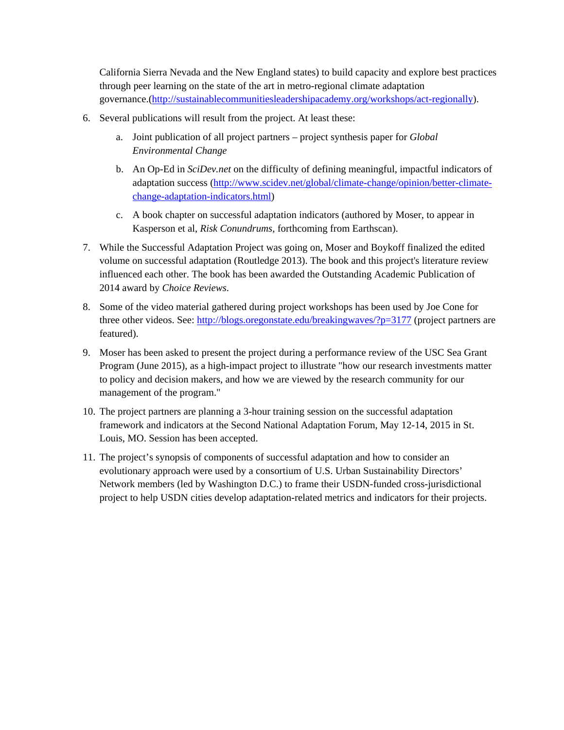California Sierra Nevada and the New England states) to build capacity and explore best practices through peer learning on the state of the art in metro-regional climate adaptation governance.(http://sustainablecommunitiesleadershipacademy.org/workshops/act-regionally).

6. Several publications will result from the project. At least these:

   a. Joint publication of all project partners – project synthesis paper for *Global Environmental Change*

   b. An Op-Ed in *SciDev.net* on the difficulty of defining meaningful, impactful indicators of adaptation success (http://www.scidev.net/global/climate-change/opinion/better-climate-change-adaptation-indicators.html)

   c. A book chapter on successful adaptation indicators (authored by Moser, to appear in Kasperson et al, *Risk Conundrums*, forthcoming from Earthscan).

7. While the Successful Adaptation Project was going on, Moser and Boykoff finalized the edited volume on successful adaptation (Routledge 2013). The book and this project's literature review influenced each other. The book has been awarded the Outstanding Academic Publication of 2014 award by *Choice Reviews*.

8. Some of the video material gathered during project workshops has been used by Joe Cone for three other videos. See: http://blogs.oregonstate.edu/breakingwaves/?p=3177 (project partners are featured).

9. Moser has been asked to present the project during a performance review of the USC Sea Grant Program (June 2015), as a high-impact project to illustrate "how our research investments matter to policy and decision makers, and how we are viewed by the research community for our management of the program."

10. The project partners are planning a 3-hour training session on the successful adaptation framework and indicators at the Second National Adaptation Forum, May 12-14, 2015 in St. Louis, MO. Session has been accepted.

11. The project's synopsis of components of successful adaptation and how to consider an evolutionary approach were used by a consortium of U.S. Urban Sustainability Directors' Network members (led by Washington D.C.) to frame their USDN-funded cross-jurisdictional project to help USDN cities develop adaptation-related metrics and indicators for their projects.